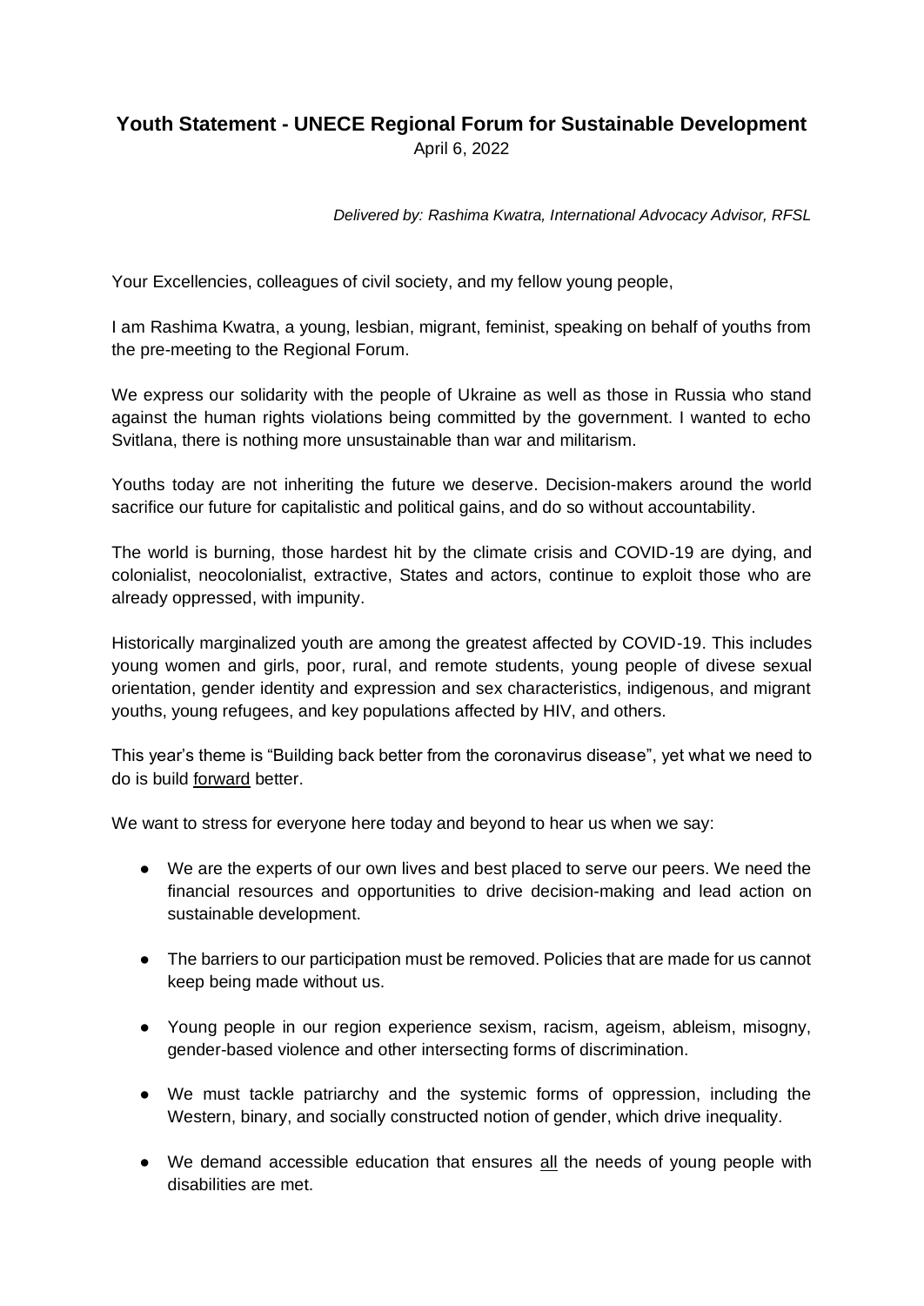# Youth Statement - UNECE Regional Forum for Sustainable Development

April 6, 2022

*Delivered by: Rashima Kwatra, International Advocacy Advisor, RFSL*

Your Excellencies, colleagues of civil society, and my fellow young people,

I am Rashima Kwatra, a young, lesbian, migrant, feminist, speaking on behalf of youths from the pre-meeting to the Regional Forum.

We express our solidarity with the people of Ukraine as well as those in Russia who stand against the human rights violations being committed by the government. I wanted to echo Svitlana, there is nothing more unsustainable than war and militarism.

Youths today are not inheriting the future we deserve. Decision-makers around the world sacrifice our future for capitalistic and political gains, and do so without accountability.

The world is burning, those hardest hit by the climate crisis and COVID-19 are dying, and colonialist, neocolonialist, extractive, States and actors, continue to exploit those who are already oppressed, with impunity.

Historically marginalized youth are among the greatest affected by COVID-19. This includes young women and girls, poor, rural, and remote students, young people of divese sexual orientation, gender identity and expression and sex characteristics, indigenous, and migrant youths, young refugees, and key populations affected by HIV, and others.

This year's theme is "Building back better from the coronavirus disease", yet what we need to do is build <u>forward</u> better.

We want to stress for everyone here today and beyond to hear us when we say:

- We are the experts of our own lives and best placed to serve our peers. We need the financial resources and opportunities to drive decision-making and lead action on sustainable development.
- The barriers to our participation must be removed. Policies that are made for us cannot keep being made without us.
- Young people in our region experience sexism, racism, ageism, ableism, misogny, gender-based violence and other intersecting forms of discrimination.
- We must tackle patriarchy and the systemic forms of oppression, including the Western, binary, and socially constructed notion of gender, which drive inequality.
- We demand accessible education that ensures <u>all</u> the needs of young people with disabilities are met.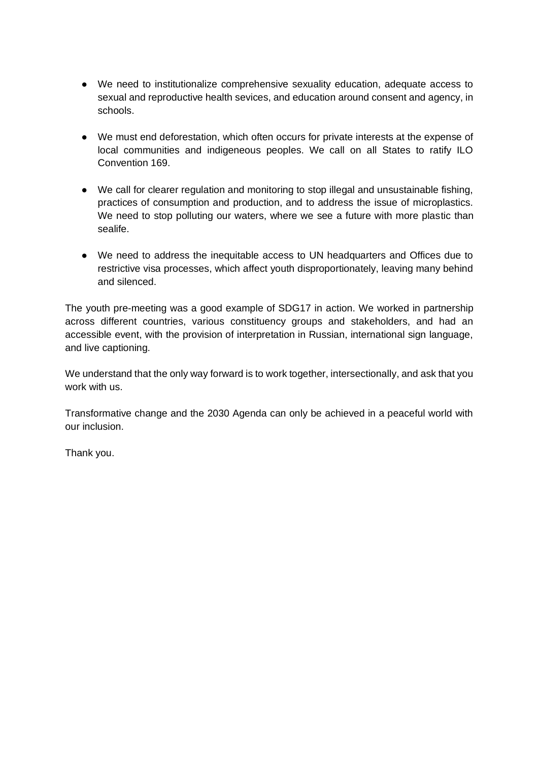- We need to institutionalize comprehensive sexuality education, adequate access to sexual and reproductive health sevices, and education around consent and agency, in schools.

- We must end deforestation, which often occurs for private interests at the expense of local communities and indigeneous peoples. We call on all States to ratify ILO Convention 169.

- We call for clearer regulation and monitoring to stop illegal and unsustainable fishing, practices of consumption and production, and to address the issue of microplastics. We need to stop polluting our waters, where we see a future with more plastic than sealife.

- We need to address the inequitable access to UN headquarters and Offices due to restrictive visa processes, which affect youth disproportionately, leaving many behind and silenced.

The youth pre-meeting was a good example of SDG17 in action. We worked in partnership across different countries, various constituency groups and stakeholders, and had an accessible event, with the provision of interpretation in Russian, international sign language, and live captioning.

We understand that the only way forward is to work together, intersectionally, and ask that you work with us.

Transformative change and the 2030 Agenda can only be achieved in a peaceful world with our inclusion.

Thank you.